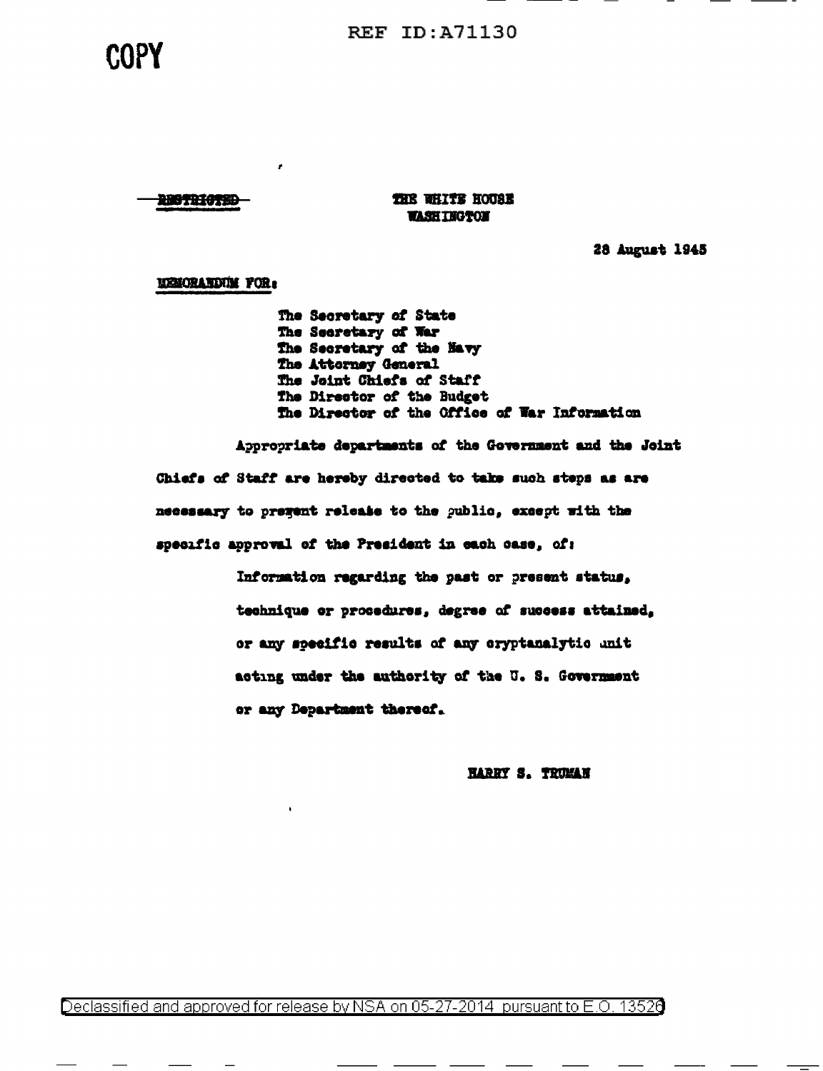REF ID:A71130

COPY

~~RESTRICTED~~

THE WHITE HOUSE
WASHINGTON

28 August 1945

MEMORANDUM FOR:

The Secretary of State
The Secretary of War
The Secretary of the Navy
The Attorney General
The Joint Chiefs of Staff
The Director of the Budget
The Director of the Office of War Information

Appropriate departments of the Government and the Joint Chiefs of Staff are hereby directed to take such steps as are necessary to prevent release to the public, except with the specific approval of the President in each case, of:

> Information regarding the past or present status, technique or procedures, degree of success attained, or any specific results of any cryptanalytic unit acting under the authority of the U. S. Government or any Department thereof.

HARRY S. TRUMAN

Declassified and approved for release by NSA on 05-27-2014 pursuant to E.O. 13526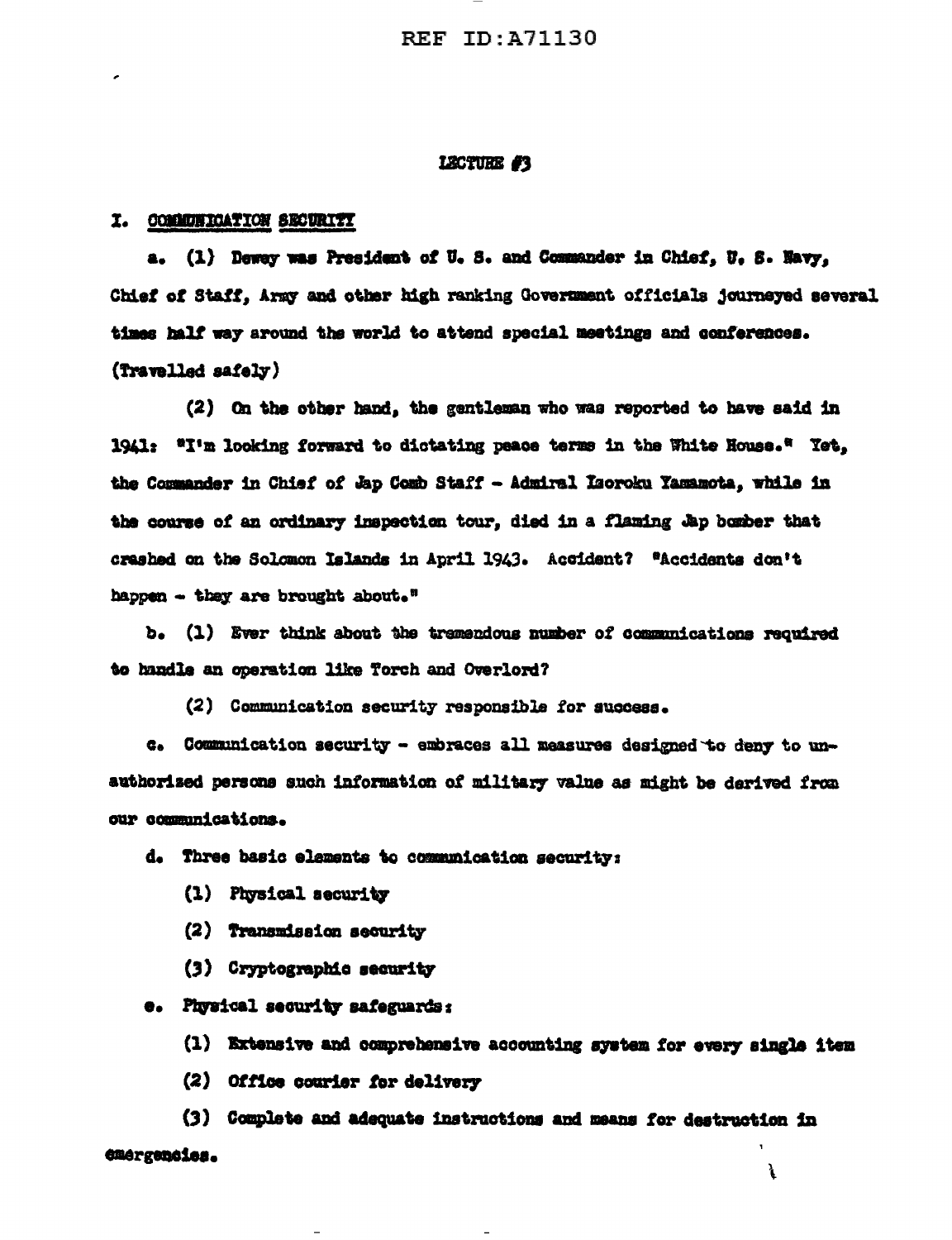## LECTURE #3

### I. COMMUNICATION SECURITY

a. (1) Dewey was President of U. S. and Commander in Chief, U. S. Navy, Chief of Staff, Army and other high ranking Government officials journeyed several times half way around the world to attend special meetings and conferences. (Travelled safely)

(2) On the other hand, the gentleman who was reported to have said in 1941: "I'm looking forward to dictating peace terms in the White House." Yet, the Commander in Chief of Jap Comb Staff - Admiral Isoroku Yamamota, while in the course of an ordinary inspection tour, died in a flaming Jap bomber that crashed on the Solomon Islands in April 1943. Accident? "Accidents don't happen - they are brought about."

b. (1) Ever think about the tremendous number of communications required to handle an operation like Torch and Overlord?

(2) Communication security responsible for success.

c. Communication security - embraces all measures designed to deny to unauthorized persons such information of military value as might be derived from our communications.

d. Three basic elements to communication security:

(1) Physical security

(2) Transmission security

(3) Cryptographic security

e. Physical security safeguards:

(1) Extensive and comprehensive accounting system for every single item

(2) Office courier for delivery

(3) Complete and adequate instructions and means for destruction in emergencies.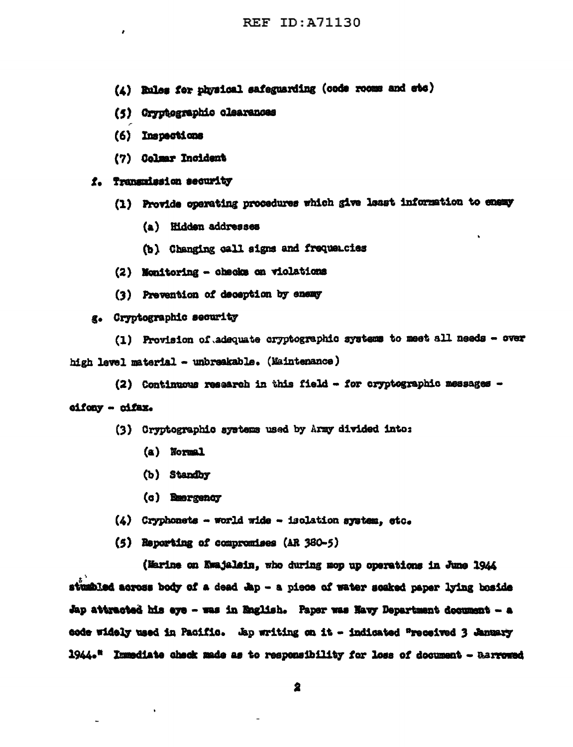(4) Rules for physical safeguarding (code rooms and etc)

(5) Cryptographic clearances

(6) Inspections

(7) Colmar Incident

f. Transmission security

(1) Provide operating procedures which give least information to enemy

(a) Hidden addresses

(b) Changing call signs and frequencies

(2) Monitoring - checks on violations

(3) Prevention of deception by enemy

g. Cryptographic security

(1) Provision of adequate cryptographic systems to meet all needs - over high level material - unbreakable. (Maintenance)

(2) Continuous research in this field - for cryptographic messages - cifony - cifax.

(3) Cryptographic systems used by Army divided into:

(a) Normal

(b) Standby

(c) Emergency

(4) Cryphonets - world wide - isolation system, etc.

(5) Reporting of compromises (AR 380-5)

(Marine on Kwajalein, who during mop up operations in June 1944 stumbled across body of a dead Jap - a piece of water soaked paper lying beside Jap attracted his eye - was in English. Paper was Navy Department document - a code widely used in Pacific. Jap writing on it - indicated "received 3 January 1944." Immediate check made as to responsibility for loss of document - Narrowed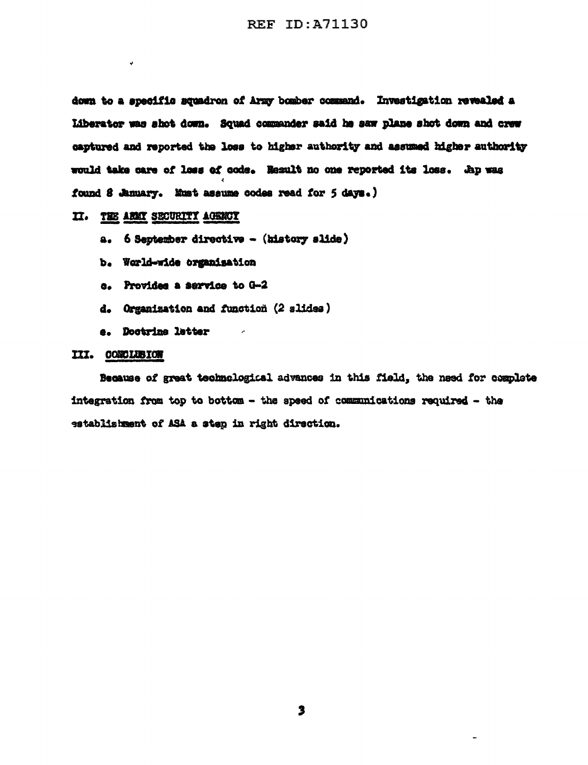down to a specific squadron of Army bomber command. Investigation revealed a Liberator was shot down. Squad commander said he saw plane shot down and crew captured and reported the loss to higher authority and assumed higher authority would take care of loss of code. Result no one reported its loss. Jap was found 8 January. Must assume codes read for 5 days.)

## II. THE ARMY SECURITY AGENCY

a. 6 September directive - (history slide)

b. World-wide organization

c. Provides a service to G-2

d. Organization and function (2 slides)

e. Doctrine letter

## III. CONCLUSION

Because of great technological advances in this field, the need for complete integration from top to bottom - the speed of communications required - the establishment of ASA a step in right direction.